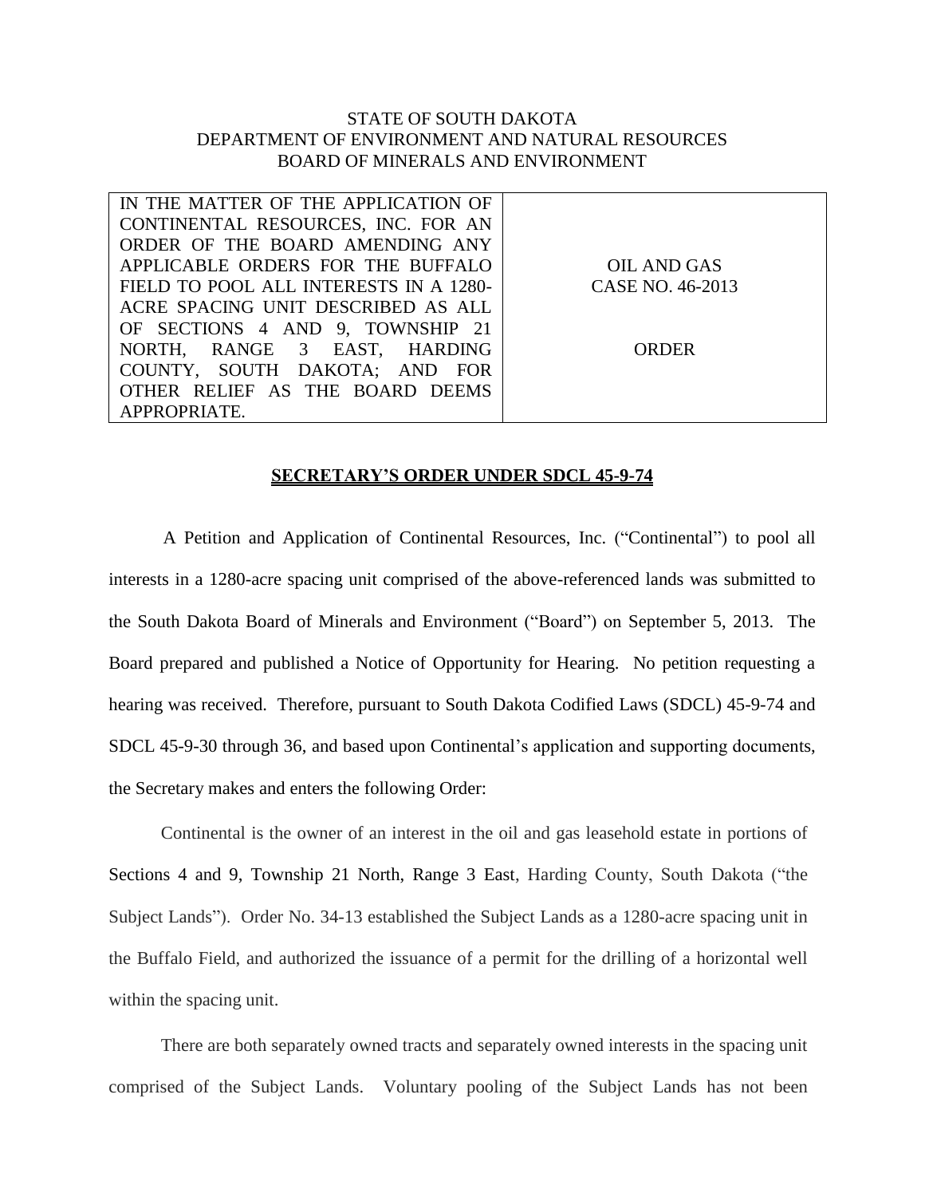STATE OF SOUTH DAKOTA
DEPARTMENT OF ENVIRONMENT AND NATURAL RESOURCES
BOARD OF MINERALS AND ENVIRONMENT

| IN THE MATTER OF THE APPLICATION OF CONTINENTAL RESOURCES, INC. FOR AN ORDER OF THE BOARD AMENDING ANY APPLICABLE ORDERS FOR THE BUFFALO FIELD TO POOL ALL INTERESTS IN A 1280-ACRE SPACING UNIT DESCRIBED AS ALL OF SECTIONS 4 AND 9, TOWNSHIP 21 NORTH, RANGE 3 EAST, HARDING COUNTY, SOUTH DAKOTA; AND FOR OTHER RELIEF AS THE BOARD DEEMS APPROPRIATE. | OIL AND GAS CASE NO. 46-2013<br><br>ORDER |
|---|---|

**SECRETARY'S ORDER UNDER SDCL 45-9-74**

A Petition and Application of Continental Resources, Inc. ("Continental") to pool all interests in a 1280-acre spacing unit comprised of the above-referenced lands was submitted to the South Dakota Board of Minerals and Environment ("Board") on September 5, 2013. The Board prepared and published a Notice of Opportunity for Hearing. No petition requesting a hearing was received. Therefore, pursuant to South Dakota Codified Laws (SDCL) 45-9-74 and SDCL 45-9-30 through 36, and based upon Continental's application and supporting documents, the Secretary makes and enters the following Order:

Continental is the owner of an interest in the oil and gas leasehold estate in portions of Sections 4 and 9, Township 21 North, Range 3 East, Harding County, South Dakota ("the Subject Lands"). Order No. 34-13 established the Subject Lands as a 1280-acre spacing unit in the Buffalo Field, and authorized the issuance of a permit for the drilling of a horizontal well within the spacing unit.

There are both separately owned tracts and separately owned interests in the spacing unit comprised of the Subject Lands. Voluntary pooling of the Subject Lands has not been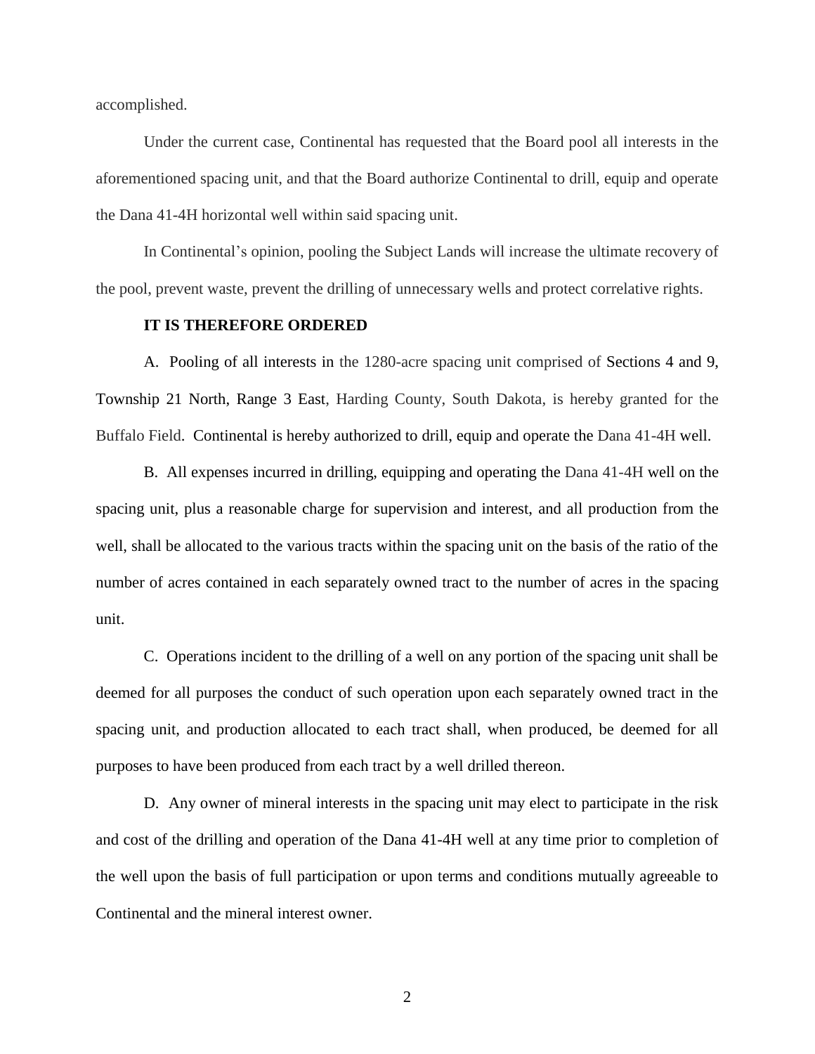accomplished.

Under the current case, Continental has requested that the Board pool all interests in the aforementioned spacing unit, and that the Board authorize Continental to drill, equip and operate the Dana 41-4H horizontal well within said spacing unit.

In Continental's opinion, pooling the Subject Lands will increase the ultimate recovery of the pool, prevent waste, prevent the drilling of unnecessary wells and protect correlative rights.

**IT IS THEREFORE ORDERED**

A. Pooling of all interests in the 1280-acre spacing unit comprised of Sections 4 and 9, Township 21 North, Range 3 East, Harding County, South Dakota, is hereby granted for the Buffalo Field. Continental is hereby authorized to drill, equip and operate the Dana 41-4H well.

B. All expenses incurred in drilling, equipping and operating the Dana 41-4H well on the spacing unit, plus a reasonable charge for supervision and interest, and all production from the well, shall be allocated to the various tracts within the spacing unit on the basis of the ratio of the number of acres contained in each separately owned tract to the number of acres in the spacing unit.

C. Operations incident to the drilling of a well on any portion of the spacing unit shall be deemed for all purposes the conduct of such operation upon each separately owned tract in the spacing unit, and production allocated to each tract shall, when produced, be deemed for all purposes to have been produced from each tract by a well drilled thereon.

D. Any owner of mineral interests in the spacing unit may elect to participate in the risk and cost of the drilling and operation of the Dana 41-4H well at any time prior to completion of the well upon the basis of full participation or upon terms and conditions mutually agreeable to Continental and the mineral interest owner.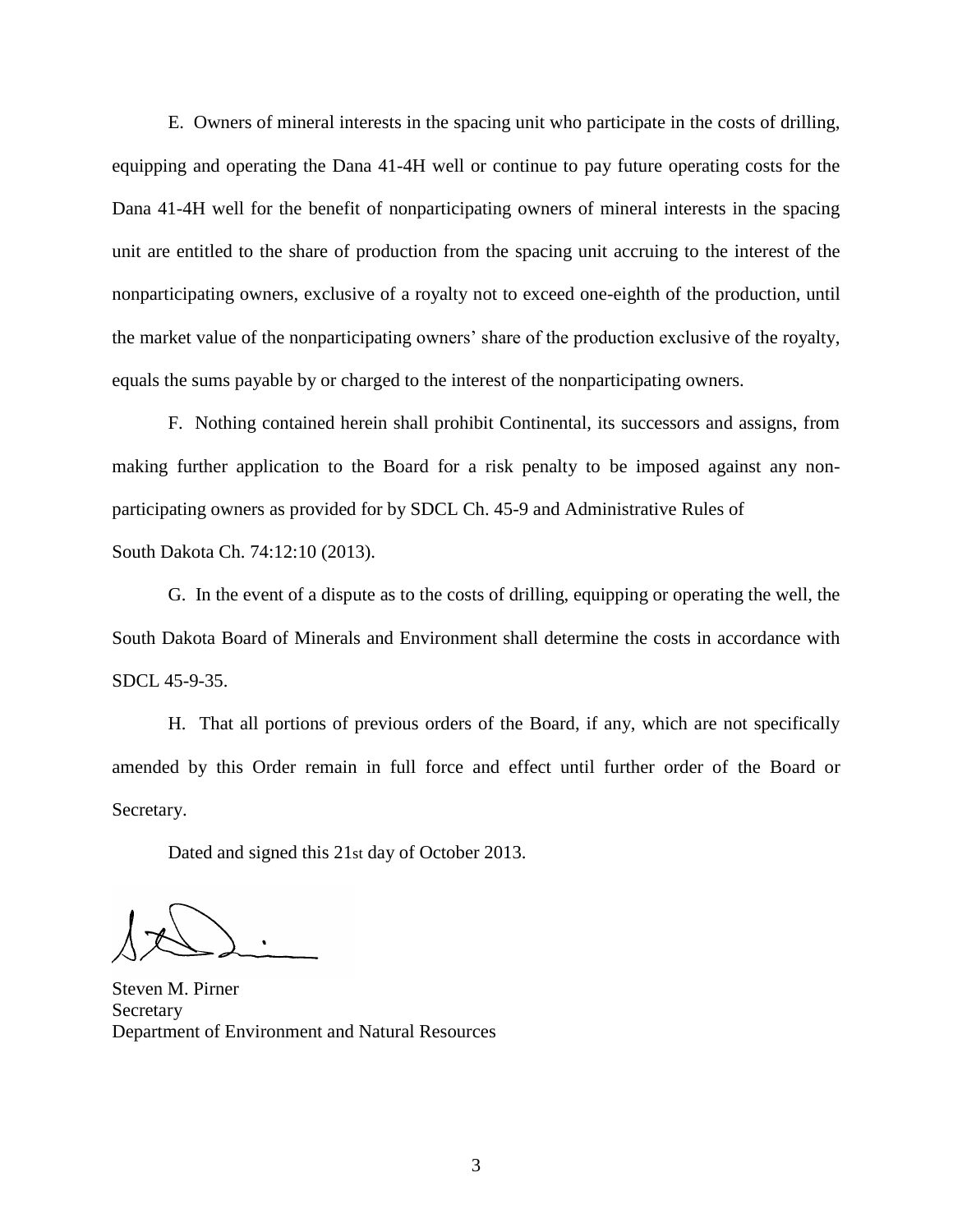E. Owners of mineral interests in the spacing unit who participate in the costs of drilling, equipping and operating the Dana 41-4H well or continue to pay future operating costs for the Dana 41-4H well for the benefit of nonparticipating owners of mineral interests in the spacing unit are entitled to the share of production from the spacing unit accruing to the interest of the nonparticipating owners, exclusive of a royalty not to exceed one-eighth of the production, until the market value of the nonparticipating owners' share of the production exclusive of the royalty, equals the sums payable by or charged to the interest of the nonparticipating owners.

F. Nothing contained herein shall prohibit Continental, its successors and assigns, from making further application to the Board for a risk penalty to be imposed against any non-participating owners as provided for by SDCL Ch. 45-9 and Administrative Rules of South Dakota Ch. 74:12:10 (2013).

G. In the event of a dispute as to the costs of drilling, equipping or operating the well, the South Dakota Board of Minerals and Environment shall determine the costs in accordance with SDCL 45-9-35.

H. That all portions of previous orders of the Board, if any, which are not specifically amended by this Order remain in full force and effect until further order of the Board or Secretary.

Dated and signed this 21st day of October 2013.

Steven M. Pirner
Secretary
Department of Environment and Natural Resources